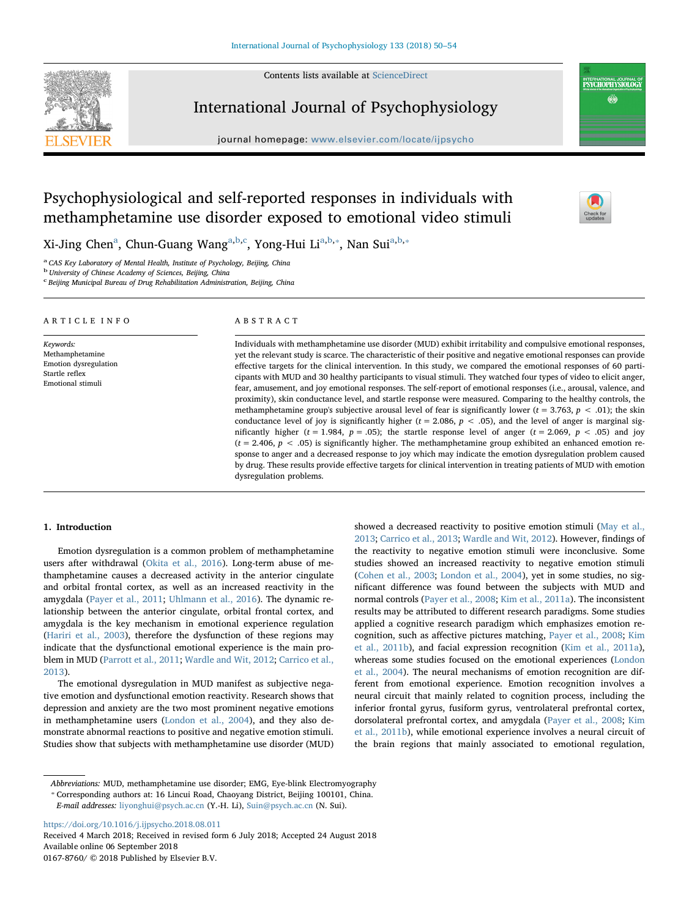# Psychophysiological and self-reported responses in individuals with methamphetamine use disorder exposed to emotional video stimuli

Xi-Jing Chen[a], Chun-Guang Wang[a,b,c], Yong-Hui Li[a,b,*], Nan Sui[a,b,*]

[a] CAS Key Laboratory of Mental Health, Institute of Psychology, Beijing, China
[b] University of Chinese Academy of Sciences, Beijing, China
[c] Beijing Municipal Bureau of Drug Rehabilitation Administration, Beijing, China

## ARTICLE INFO

*Keywords:*
Methamphetamine
Emotion dysregulation
Startle reflex
Emotional stimuli

## ABSTRACT

Individuals with methamphetamine use disorder (MUD) exhibit irritability and compulsive emotional responses, yet the relevant study is scarce. The characteristic of their positive and negative emotional responses can provide effective targets for the clinical intervention. In this study, we compared the emotional responses of 60 participants with MUD and 30 healthy participants to visual stimuli. They watched four types of video to elicit anger, fear, amusement, and joy emotional responses. The self-report of emotional responses (i.e., arousal, valence, and proximity), skin conductance level, and startle response were measured. Comparing to the healthy controls, the methamphetamine group's subjective arousal level of fear is significantly lower ($t = 3.763$, $p < .01$); the skin conductance level of joy is significantly higher ($t = 2.086$, $p < .05$), and the level of anger is marginal significantly higher ($t = 1.984$, $p = .05$); the startle response level of anger ($t = 2.069$, $p < .05$) and joy ($t = 2.406$, $p < .05$) is significantly higher. The methamphetamine group exhibited an enhanced emotion response to anger and a decreased response to joy which may indicate the emotion dysregulation problem caused by drug. These results provide effective targets for clinical intervention in treating patients of MUD with emotion dysregulation problems.

## 1. Introduction

Emotion dysregulation is a common problem of methamphetamine users after withdrawal (Okita et al., 2016). Long-term abuse of methamphetamine causes a decreased activity in the anterior cingulate and orbital frontal cortex, as well as an increased reactivity in the amygdala (Payer et al., 2011; Uhlmann et al., 2016). The dynamic relationship between the anterior cingulate, orbital frontal cortex, and amygdala is the key mechanism in emotional experience regulation (Hariri et al., 2003), therefore the dysfunction of these regions may indicate that the dysfunctional emotional experience is the main problem in MUD (Parrott et al., 2011; Wardle and Wit, 2012; Carrico et al., 2013).

The emotional dysregulation in MUD manifest as subjective negative emotion and dysfunctional emotion reactivity. Research shows that depression and anxiety are the two most prominent negative emotions in methamphetamine users (London et al., 2004), and they also demonstrate abnormal reactions to positive and negative emotion stimuli. Studies show that subjects with methamphetamine use disorder (MUD) showed a decreased reactivity to positive emotion stimuli (May et al., 2013; Carrico et al., 2013; Wardle and Wit, 2012). However, findings of the reactivity to negative emotion stimuli were inconclusive. Some studies showed an increased reactivity to negative emotion stimuli (Cohen et al., 2003; London et al., 2004), yet in some studies, no significant difference was found between the subjects with MUD and normal controls (Payer et al., 2008; Kim et al., 2011a). The inconsistent results may be attributed to different research paradigms. Some studies applied a cognitive research paradigm which emphasizes emotion recognition, such as affective pictures matching, Payer et al., 2008; Kim et al., 2011b), and facial expression recognition (Kim et al., 2011a), whereas some studies focused on the emotional experiences (London et al., 2004). The neural mechanisms of emotion recognition are different from emotional experience. Emotion recognition involves a neural circuit that mainly related to cognition process, including the inferior frontal gyrus, fusiform gyrus, ventrolateral prefrontal cortex, dorsolateral prefrontal cortex, and amygdala (Payer et al., 2008; Kim et al., 2011b), while emotional experience involves a neural circuit of the brain regions that mainly associated to emotional regulation,

*Abbreviations:* MUD, methamphetamine use disorder; EMG, Eye-blink Electromyography
\* Corresponding authors at: 16 Lincui Road, Chaoyang District, Beijing 100101, China.
*E-mail addresses:* liyonghui@psych.ac.cn (Y.-H. Li), Suin@psych.ac.cn (N. Sui).

https://doi.org/10.1016/j.ijpsycho.2018.08.011
Received 4 March 2018; Received in revised form 6 July 2018; Accepted 24 August 2018
Available online 06 September 2018
0167-8760/ © 2018 Published by Elsevier B.V.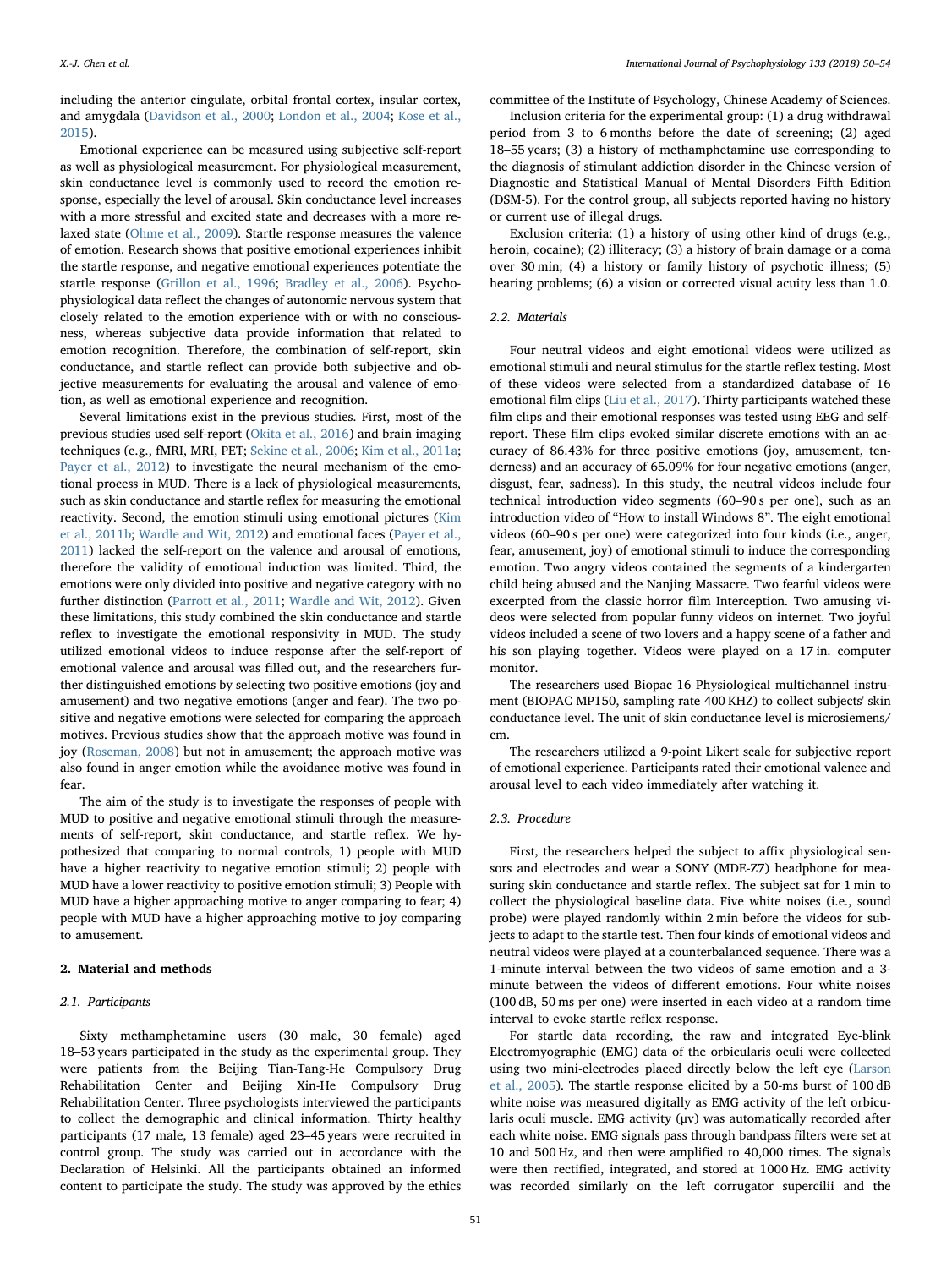including the anterior cingulate, orbital frontal cortex, insular cortex, and amygdala (Davidson et al., 2000; London et al., 2004; Kose et al., 2015).

Emotional experience can be measured using subjective self-report as well as physiological measurement. For physiological measurement, skin conductance level is commonly used to record the emotion response, especially the level of arousal. Skin conductance level increases with a more stressful and excited state and decreases with a more relaxed state (Ohme et al., 2009). Startle response measures the valence of emotion. Research shows that positive emotional experiences inhibit the startle response, and negative emotional experiences potentiate the startle response (Grillon et al., 1996; Bradley et al., 2006). Psychophysiological data reflect the changes of autonomic nervous system that closely related to the emotion experience with or with no consciousness, whereas subjective data provide information that related to emotion recognition. Therefore, the combination of self-report, skin conductance, and startle reflect can provide both subjective and objective measurements for evaluating the arousal and valence of emotion, as well as emotional experience and recognition.

Several limitations exist in the previous studies. First, most of the previous studies used self-report (Okita et al., 2016) and brain imaging techniques (e.g., fMRI, MRI, PET; Sekine et al., 2006; Kim et al., 2011a; Payer et al., 2012) to investigate the neural mechanism of the emotional process in MUD. There is a lack of physiological measurements, such as skin conductance and startle reflex for measuring the emotional reactivity. Second, the emotion stimuli using emotional pictures (Kim et al., 2011b; Wardle and Wit, 2012) and emotional faces (Payer et al., 2011) lacked the self-report on the valence and arousal of emotions, therefore the validity of emotional induction was limited. Third, the emotions were only divided into positive and negative category with no further distinction (Parrott et al., 2011; Wardle and Wit, 2012). Given these limitations, this study combined the skin conductance and startle reflex to investigate the emotional responsivity in MUD. The study utilized emotional videos to induce response after the self-report of emotional valence and arousal was filled out, and the researchers further distinguished emotions by selecting two positive emotions (joy and amusement) and two negative emotions (anger and fear). The two positive and negative emotions were selected for comparing the approach motives. Previous studies show that the approach motive was found in joy (Roseman, 2008) but not in amusement; the approach motive was also found in anger emotion while the avoidance motive was found in fear.

The aim of the study is to investigate the responses of people with MUD to positive and negative emotional stimuli through the measurements of self-report, skin conductance, and startle reflex. We hypothesized that comparing to normal controls, 1) people with MUD have a higher reactivity to negative emotion stimuli; 2) people with MUD have a lower reactivity to positive emotion stimuli; 3) People with MUD have a higher approaching motive to anger comparing to fear; 4) people with MUD have a higher approaching motive to joy comparing to amusement.

## 2. Material and methods

### 2.1. Participants

Sixty methamphetamine users (30 male, 30 female) aged 18–53 years participated in the study as the experimental group. They were patients from the Beijing Tian-Tang-He Compulsory Drug Rehabilitation Center and Beijing Xin-He Compulsory Drug Rehabilitation Center. Three psychologists interviewed the participants to collect the demographic and clinical information. Thirty healthy participants (17 male, 13 female) aged 23–45 years were recruited in control group. The study was carried out in accordance with the Declaration of Helsinki. All the participants obtained an informed content to participate the study. The study was approved by the ethics committee of the Institute of Psychology, Chinese Academy of Sciences.

Inclusion criteria for the experimental group: (1) a drug withdrawal period from 3 to 6 months before the date of screening; (2) aged 18–55 years; (3) a history of methamphetamine use corresponding to the diagnosis of stimulant addiction disorder in the Chinese version of Diagnostic and Statistical Manual of Mental Disorders Fifth Edition (DSM-5). For the control group, all subjects reported having no history or current use of illegal drugs.

Exclusion criteria: (1) a history of using other kind of drugs (e.g., heroin, cocaine); (2) illiteracy; (3) a history of brain damage or a coma over 30 min; (4) a history or family history of psychotic illness; (5) hearing problems; (6) a vision or corrected visual acuity less than 1.0.

### 2.2. Materials

Four neutral videos and eight emotional videos were utilized as emotional stimuli and neural stimulus for the startle reflex testing. Most of these videos were selected from a standardized database of 16 emotional film clips (Liu et al., 2017). Thirty participants watched these film clips and their emotional responses was tested using EEG and self-report. These film clips evoked similar discrete emotions with an accuracy of 86.43% for three positive emotions (joy, amusement, tenderness) and an accuracy of 65.09% for four negative emotions (anger, disgust, fear, sadness). In this study, the neutral videos include four technical introduction video segments (60–90 s per one), such as an introduction video of "How to install Windows 8". The eight emotional videos (60–90 s per one) were categorized into four kinds (i.e., anger, fear, amusement, joy) of emotional stimuli to induce the corresponding emotion. Two angry videos contained the segments of a kindergarten child being abused and the Nanjing Massacre. Two fearful videos were excerpted from the classic horror film Interception. Two amusing videos were selected from popular funny videos on internet. Two joyful videos included a scene of two lovers and a happy scene of a father and his son playing together. Videos were played on a 17 in. computer monitor.

The researchers used Biopac 16 Physiological multichannel instrument (BIOPAC MP150, sampling rate 400 KHZ) to collect subjects' skin conductance level. The unit of skin conductance level is microsiemens/cm.

The researchers utilized a 9-point Likert scale for subjective report of emotional experience. Participants rated their emotional valence and arousal level to each video immediately after watching it.

### 2.3. Procedure

First, the researchers helped the subject to affix physiological sensors and electrodes and wear a SONY (MDE-Z7) headphone for measuring skin conductance and startle reflex. The subject sat for 1 min to collect the physiological baseline data. Five white noises (i.e., sound probe) were played randomly within 2 min before the videos for subjects to adapt to the startle test. Then four kinds of emotional videos and neutral videos were played at a counterbalanced sequence. There was a 1-minute interval between the two videos of same emotion and a 3-minute between the videos of different emotions. Four white noises (100 dB, 50 ms per one) were inserted in each video at a random time interval to evoke startle reflex response.

For startle data recording, the raw and integrated Eye-blink Electromyographic (EMG) data of the orbicularis oculi were collected using two mini-electrodes placed directly below the left eye (Larson et al., 2005). The startle response elicited by a 50-ms burst of 100 dB white noise was measured digitally as EMG activity of the left orbicularis oculi muscle. EMG activity (μv) was automatically recorded after each white noise. EMG signals pass through bandpass filters were set at 10 and 500 Hz, and then were amplified to 40,000 times. The signals were then rectified, integrated, and stored at 1000 Hz. EMG activity was recorded similarly on the left corrugator supercilii and the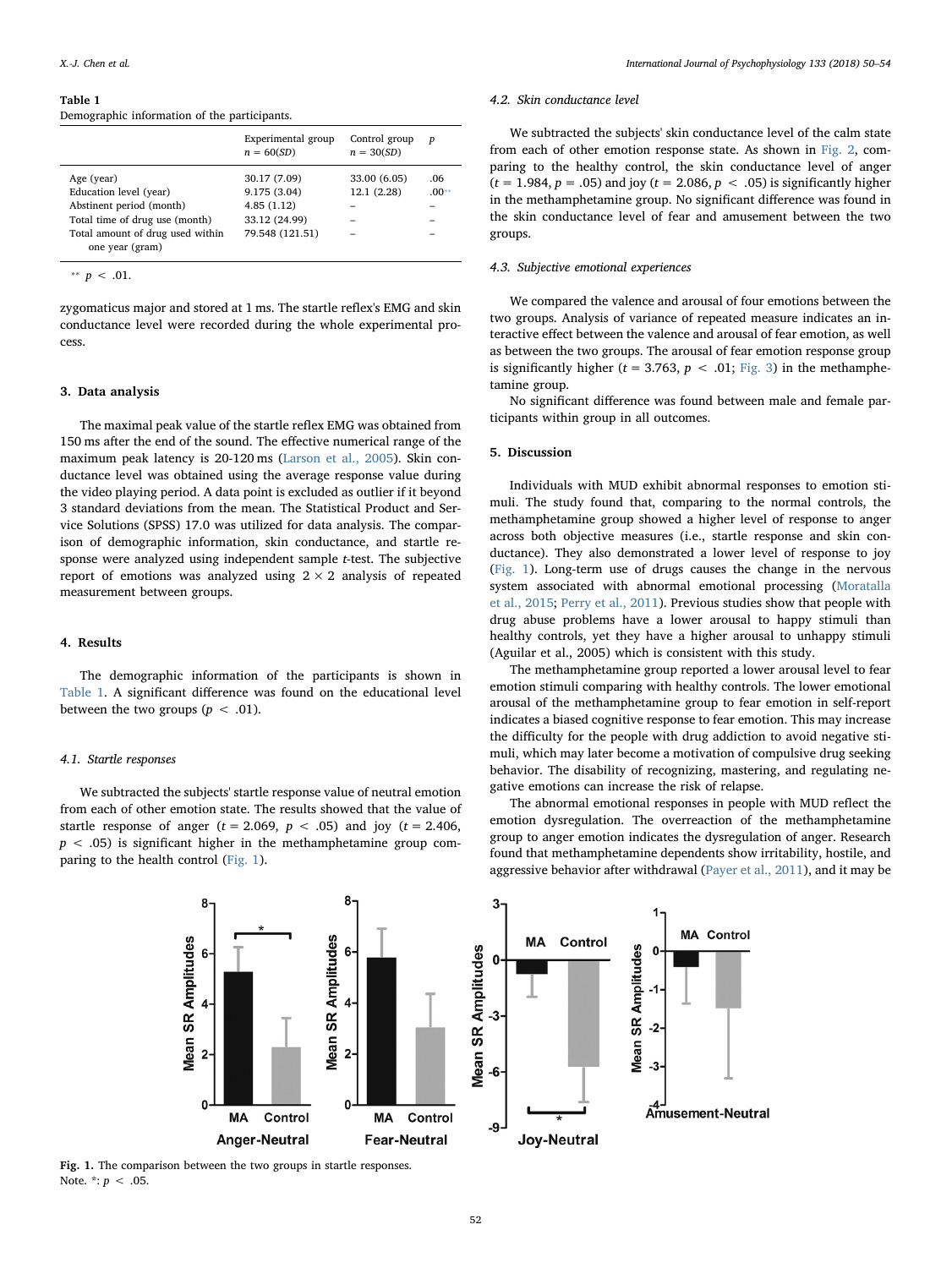**Table 1**
Demographic information of the participants.

| | Experimental group $n = 60(SD)$ | Control group $n = 30(SD)$ | $p$ |
|---|---|---|---|
| Age (year) | 30.17 (7.09) | 33.00 (6.05) | .06 |
| Education level (year) | 9.175 (3.04) | 12.1 (2.28) | .00** |
| Abstinent period (month) | 4.85 (1.12) | – | – |
| Total time of drug use (month) | 33.12 (24.99) | – | – |
| Total amount of drug used within one year (gram) | 79.548 (121.51) | – | – |

** $p < .01$.

zygomaticus major and stored at 1 ms. The startle reflex's EMG and skin conductance level were recorded during the whole experimental process.

## 3. Data analysis

The maximal peak value of the startle reflex EMG was obtained from 150 ms after the end of the sound. The effective numerical range of the maximum peak latency is 20-120 ms (Larson et al., 2005). Skin conductance level was obtained using the average response value during the video playing period. A data point is excluded as outlier if it beyond 3 standard deviations from the mean. The Statistical Product and Service Solutions (SPSS) 17.0 was utilized for data analysis. The comparison of demographic information, skin conductance, and startle response were analyzed using independent sample $t$-test. The subjective report of emotions was analyzed using $2 \times 2$ analysis of repeated measurement between groups.

## 4. Results

The demographic information of the participants is shown in Table 1. A significant difference was found on the educational level between the two groups ($p < .01$).

### 4.1. Startle responses

We subtracted the subjects' startle response value of neutral emotion from each of other emotion state. The results showed that the value of startle response of anger ($t = 2.069$, $p < .05$) and joy ($t = 2.406$, $p < .05$) is significant higher in the methamphetamine group comparing to the health control (Fig. 1).

Fig. 1. The comparison between the two groups in startle responses.
Note. *: $p < .05$.

### 4.2. Skin conductance level

We subtracted the subjects' skin conductance level of the calm state from each of other emotion response state. As shown in Fig. 2, comparing to the healthy control, the skin conductance level of anger ($t = 1.984$, $p = .05$) and joy ($t = 2.086$, $p < .05$) is significantly higher in the methamphetamine group. No significant difference was found in the skin conductance level of fear and amusement between the two groups.

### 4.3. Subjective emotional experiences

We compared the valence and arousal of four emotions between the two groups. Analysis of variance of repeated measure indicates an interactive effect between the valence and arousal of fear emotion, as well as between the two groups. The arousal of fear emotion response group is significantly higher ($t = 3.763$, $p < .01$; Fig. 3) in the methamphetamine group.

No significant difference was found between male and female participants within group in all outcomes.

## 5. Discussion

Individuals with MUD exhibit abnormal responses to emotion stimuli. The study found that, comparing to the normal controls, the methamphetamine group showed a higher level of response to anger across both objective measures (i.e., startle response and skin conductance). They also demonstrated a lower level of response to joy (Fig. 1). Long-term use of drugs causes the change in the nervous system associated with abnormal emotional processing (Moratalla et al., 2015; Perry et al., 2011). Previous studies show that people with drug abuse problems have a lower arousal to happy stimuli than healthy controls, yet they have a higher arousal to unhappy stimuli (Aguilar et al., 2005) which is consistent with this study.

The methamphetamine group reported a lower arousal level to fear emotion stimuli comparing with healthy controls. The lower emotional arousal of the methamphetamine group to fear emotion in self-report indicates a biased cognitive response to fear emotion. This may increase the difficulty for the people with drug addiction to avoid negative stimuli, which may later become a motivation of compulsive drug seeking behavior. The disability of recognizing, mastering, and regulating negative emotions can increase the risk of relapse.

The abnormal emotional responses in people with MUD reflect the emotion dysregulation. The overreaction of the methamphetamine group to anger emotion indicates the dysregulation of anger. Research found that methamphetamine dependents show irritability, hostile, and aggressive behavior after withdrawal (Payer et al., 2011), and it may be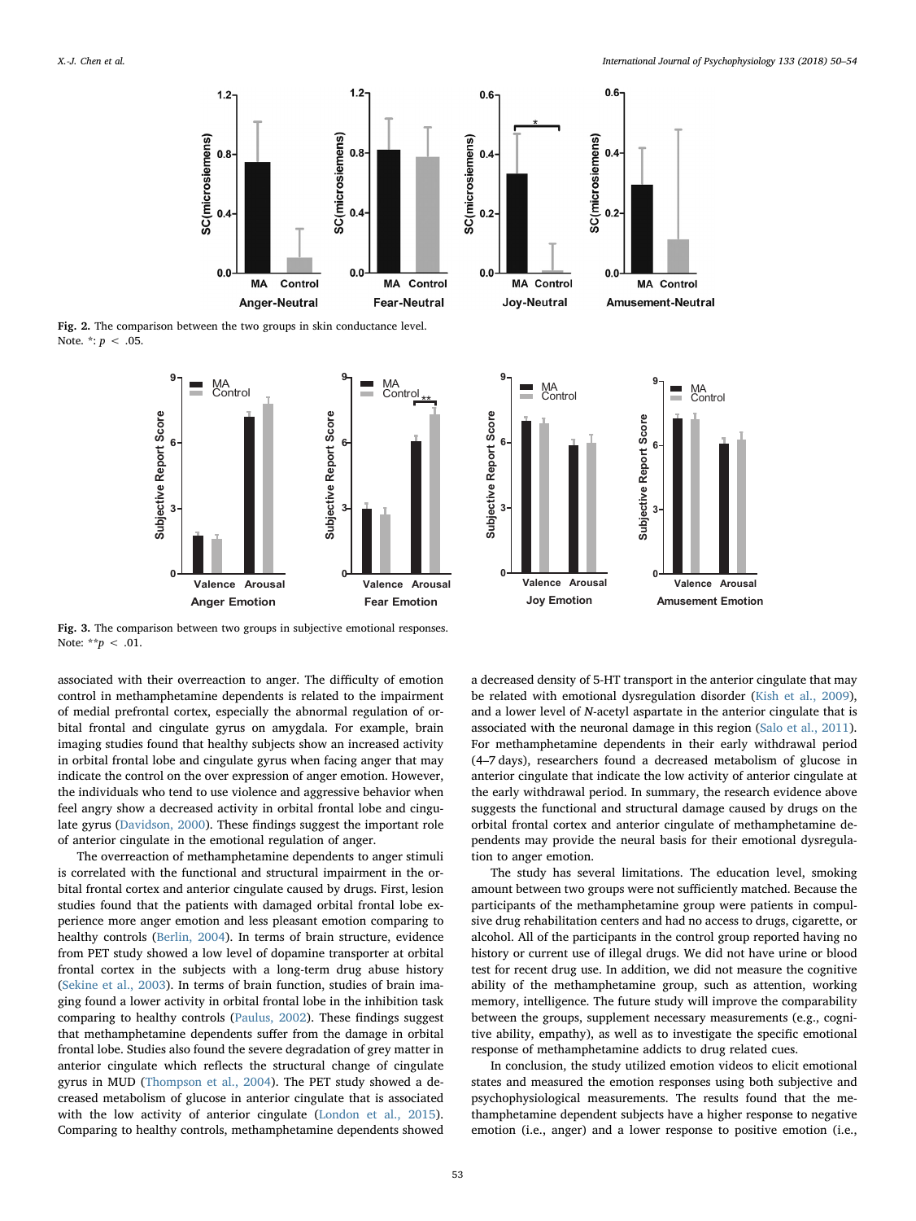Fig. 2. The comparison between the two groups in skin conductance level.
Note. *: $p < .05$.

Fig. 3. The comparison between two groups in subjective emotional responses.
Note: **$p < .01$.

associated with their overreaction to anger. The difficulty of emotion control in methamphetamine dependents is related to the impairment of medial prefrontal cortex, especially the abnormal regulation of orbital frontal and cingulate gyrus on amygdala. For example, brain imaging studies found that healthy subjects show an increased activity in orbital frontal lobe and cingulate gyrus when facing anger that may indicate the control on the over expression of anger emotion. However, the individuals who tend to use violence and aggressive behavior when feel angry show a decreased activity in orbital frontal lobe and cingulate gyrus (Davidson, 2000). These findings suggest the important role of anterior cingulate in the emotional regulation of anger.

The overreaction of methamphetamine dependents to anger stimuli is correlated with the functional and structural impairment in the orbital frontal cortex and anterior cingulate caused by drugs. First, lesion studies found that the patients with damaged orbital frontal lobe experience more anger emotion and less pleasant emotion comparing to healthy controls (Berlin, 2004). In terms of brain structure, evidence from PET study showed a low level of dopamine transporter at orbital frontal cortex in the subjects with a long-term drug abuse history (Sekine et al., 2003). In terms of brain function, studies of brain imaging found a lower activity in orbital frontal lobe in the inhibition task comparing to healthy controls (Paulus, 2002). These findings suggest that methamphetamine dependents suffer from the damage in orbital frontal lobe. Studies also found the severe degradation of grey matter in anterior cingulate which reflects the structural change of cingulate gyrus in MUD (Thompson et al., 2004). The PET study showed a decreased metabolism of glucose in anterior cingulate that is associated with the low activity of anterior cingulate (London et al., 2015). Comparing to healthy controls, methamphetamine dependents showed a decreased density of 5-HT transport in the anterior cingulate that may be related with emotional dysregulation disorder (Kish et al., 2009), and a lower level of *N*-acetyl aspartate in the anterior cingulate that is associated with the neuronal damage in this region (Salo et al., 2011). For methamphetamine dependents in their early withdrawal period (4–7 days), researchers found a decreased metabolism of glucose in anterior cingulate that indicate the low activity of anterior cingulate at the early withdrawal period. In summary, the research evidence above suggests the functional and structural damage caused by drugs on the orbital frontal cortex and anterior cingulate of methamphetamine dependents may provide the neural basis for their emotional dysregulation to anger emotion.

The study has several limitations. The education level, smoking amount between two groups were not sufficiently matched. Because the participants of the methamphetamine group were patients in compulsive drug rehabilitation centers and had no access to drugs, cigarette, or alcohol. All of the participants in the control group reported having no history or current use of illegal drugs. We did not have urine or blood test for recent drug use. In addition, we did not measure the cognitive ability of the methamphetamine group, such as attention, working memory, intelligence. The future study will improve the comparability between the groups, supplement necessary measurements (e.g., cognitive ability, empathy), as well as to investigate the specific emotional response of methamphetamine addicts to drug related cues.

In conclusion, the study utilized emotion videos to elicit emotional states and measured the emotion responses using both subjective and psychophysiological measurements. The results found that the methamphetamine dependent subjects have a higher response to negative emotion (i.e., anger) and a lower response to positive emotion (i.e.,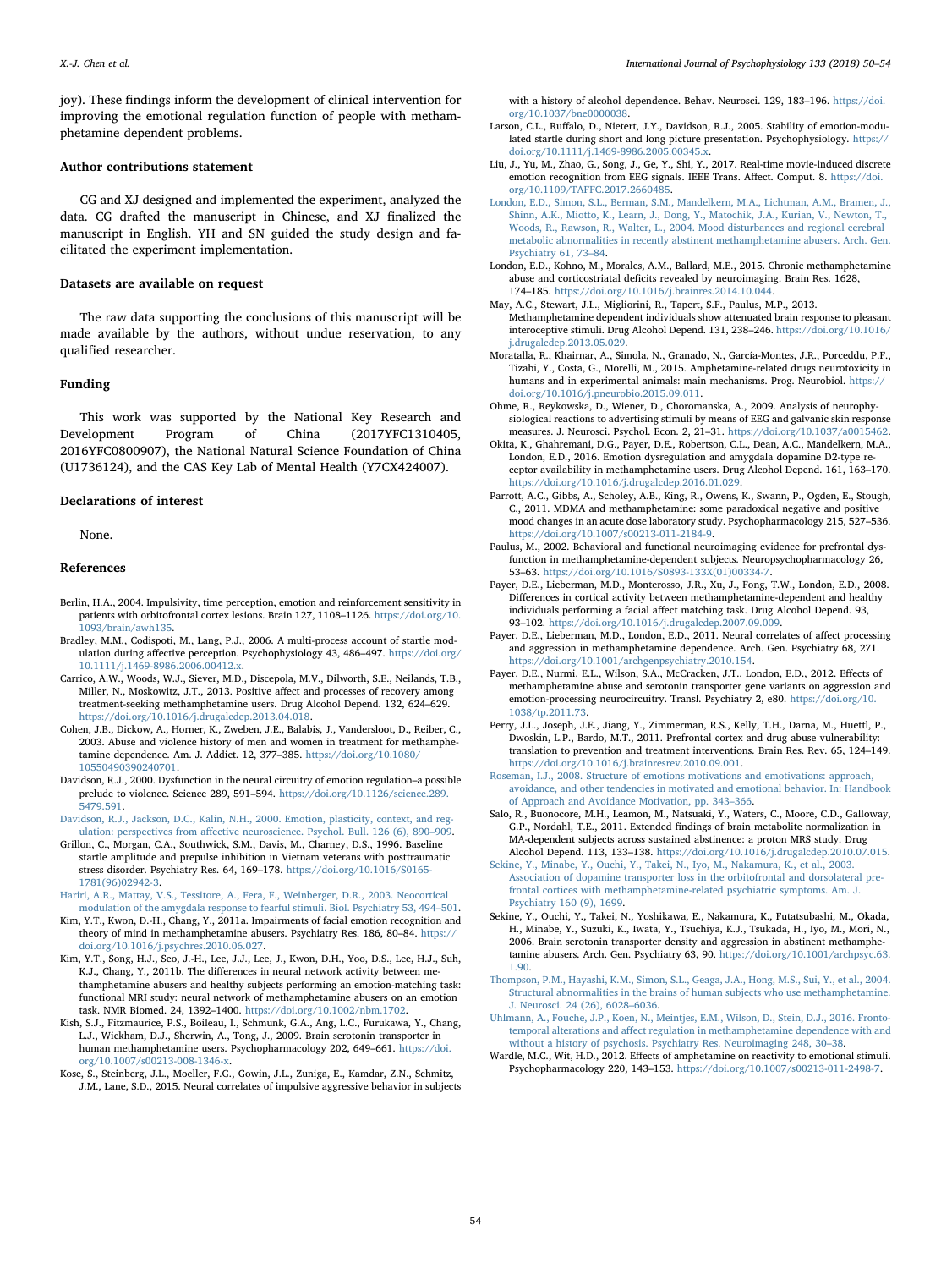joy). These findings inform the development of clinical intervention for improving the emotional regulation function of people with methamphetamine dependent problems.

## Author contributions statement

CG and XJ designed and implemented the experiment, analyzed the data. CG drafted the manuscript in Chinese, and XJ finalized the manuscript in English. YH and SN guided the study design and facilitated the experiment implementation.

## Datasets are available on request

The raw data supporting the conclusions of this manuscript will be made available by the authors, without undue reservation, to any qualified researcher.

## Funding

This work was supported by the National Key Research and Development Program of China (2017YFC1310405, 2016YFC0800907), the National Natural Science Foundation of China (U1736124), and the CAS Key Lab of Mental Health (Y7CX424007).

## Declarations of interest

None.

## References

Berlin, H.A., 2004. Impulsivity, time perception, emotion and reinforcement sensitivity in patients with orbitofrontal cortex lesions. Brain 127, 1108–1126. https://doi.org/10.1093/brain/awh135.

Bradley, M.M., Codispoti, M., Lang, P.J., 2006. A multi-process account of startle modulation during affective perception. Psychophysiology 43, 486–497. https://doi.org/10.1111/j.1469-8986.2006.00412.x.

Carrico, A.W., Woods, W.J., Siever, M.D., Discepola, M.V., Dilworth, S.E., Neilands, T.B., Miller, N., Moskowitz, J.T., 2013. Positive affect and processes of recovery among treatment-seeking methamphetamine users. Drug Alcohol Depend. 132, 624–629. https://doi.org/10.1016/j.drugalcdep.2013.04.018.

Cohen, J.B., Dickow, A., Horner, K., Zweben, J.E., Balabis, J., Vandersloot, D., Reiber, C., 2003. Abuse and violence history of men and women in treatment for methamphetamine dependence. Am. J. Addict. 12, 377–385. https://doi.org/10.1080/10550490390240701.

Davidson, R.J., 2000. Dysfunction in the neural circuitry of emotion regulation–a possible prelude to violence. Science 289, 591–594. https://doi.org/10.1126/science.289.5479.591.

Davidson, R.J., Jackson, D.C., Kalin, N.H., 2000. Emotion, plasticity, context, and regulation: perspectives from affective neuroscience. Psychol. Bull. 126 (6), 890–909.

Grillon, C., Morgan, C.A., Southwick, S.M., Davis, M., Charney, D.S., 1996. Baseline startle amplitude and prepulse inhibition in Vietnam veterans with posttraumatic stress disorder. Psychiatry Res. 64, 169–178. https://doi.org/10.1016/S0165-1781(96)02942-3.

Hariri, A.R., Mattay, V.S., Tessitore, A., Fera, F., Weinberger, D.R., 2003. Neocortical modulation of the amygdala response to fearful stimuli. Biol. Psychiatry 53, 494–501.

Kim, Y.T., Kwon, D.-H., Chang, Y., 2011a. Impairments of facial emotion recognition and theory of mind in methamphetamine abusers. Psychiatry Res. 186, 80–84. https://doi.org/10.1016/j.psychres.2010.06.027.

Kim, Y.T., Song, H.J., Seo, J.-H., Lee, J.J., Lee, J., Kwon, D.H., Yoo, D.S., Lee, H.J., Suh, K.J., Chang, Y., 2011b. The differences in neural network activity between methamphetamine abusers and healthy subjects performing an emotion-matching task: functional MRI study: neural network of methamphetamine abusers on an emotion task. NMR Biomed. 24, 1392–1400. https://doi.org/10.1002/nbm.1702.

Kish, S.J., Fitzmaurice, P.S., Boileau, I., Schmunk, G.A., Ang, L.C., Furukawa, Y., Chang, L.J., Wickham, D.J., Sherwin, A., Tong, J., 2009. Brain serotonin transporter in human methamphetamine users. Psychopharmacology 202, 649–661. https://doi.org/10.1007/s00213-008-1346-x.

Kose, S., Steinberg, J.L., Moeller, F.G., Gowin, J.L., Zuniga, E., Kamdar, Z.N., Schmitz, J.M., Lane, S.D., 2015. Neural correlates of impulsive aggressive behavior in subjects with a history of alcohol dependence. Behav. Neurosci. 129, 183–196. https://doi.org/10.1037/bne0000038.

Larson, C.L., Ruffalo, D., Nietert, J.Y., Davidson, R.J., 2005. Stability of emotion-modulated startle during short and long picture presentation. Psychophysiology. https://doi.org/10.1111/j.1469-8986.2005.00345.x.

Liu, J., Yu, M., Zhao, G., Song, J., Ge, Y., Shi, Y., 2017. Real-time movie-induced discrete emotion recognition from EEG signals. IEEE Trans. Affect. Comput. 8. https://doi.org/10.1109/TAFFC.2017.2660485.

London, E.D., Simon, S.L., Berman, S.M., Mandelkern, M.A., Lichtman, A.M., Bramen, J., Shinn, A.K., Miotto, K., Learn, J., Dong, Y., Matochik, J.A., Kurian, V., Newton, T., Woods, R., Rawson, R., Walter, L., 2004. Mood disturbances and regional cerebral metabolic abnormalities in recently abstinent methamphetamine abusers. Arch. Gen. Psychiatry 61, 73–84.

London, E.D., Kohno, M., Morales, A.M., Ballard, M.E., 2015. Chronic methamphetamine abuse and corticostriatal deficits revealed by neuroimaging. Brain Res. 1628, 174–185. https://doi.org/10.1016/j.brainres.2014.10.044.

May, A.C., Stewart, J.L., Migliorini, R., Tapert, S.F., Paulus, M.P., 2013. Methamphetamine dependent individuals show attenuated brain response to pleasant interoceptive stimuli. Drug Alcohol Depend. 131, 238–246. https://doi.org/10.1016/j.drugalcdep.2013.05.029.

Moratalla, R., Khairnar, A., Simola, N., Granado, N., García-Montes, J.R., Porceddu, P.F., Tizabi, Y., Costa, G., Morelli, M., 2015. Amphetamine-related drugs neurotoxicity in humans and in experimental animals: main mechanisms. Prog. Neurobiol. https://doi.org/10.1016/j.pneurobio.2015.09.011.

Ohme, R., Reykowska, D., Wiener, D., Choromanska, A., 2009. Analysis of neurophysiological reactions to advertising stimuli by means of EEG and galvanic skin response measures. J. Neurosci. Psychol. Econ. 2, 21–31. https://doi.org/10.1037/a0015462.

Okita, K., Ghahremani, D.G., Payer, D.E., Robertson, C.L., Dean, A.C., Mandelkern, M.A., London, E.D., 2016. Emotion dysregulation and amygdala dopamine D2-type receptor availability in methamphetamine users. Drug Alcohol Depend. 161, 163–170. https://doi.org/10.1016/j.drugalcdep.2016.01.029.

Parrott, A.C., Gibbs, A., Scholey, A.B., King, R., Owens, K., Swann, P., Ogden, E., Stough, C., 2011. MDMA and methamphetamine: some paradoxical negative and positive mood changes in an acute dose laboratory study. Psychopharmacology 215, 527–536. https://doi.org/10.1007/s00213-011-2184-9.

Paulus, M., 2002. Behavioral and functional neuroimaging evidence for prefrontal dysfunction in methamphetamine-dependent subjects. Neuropsychopharmacology 26, 53–63. https://doi.org/10.1016/S0893-133X(01)00334-7.

Payer, D.E., Lieberman, M.D., Monterosso, J.R., Xu, J., Fong, T.W., London, E.D., 2008. Differences in cortical activity between methamphetamine-dependent and healthy individuals performing a facial affect matching task. Drug Alcohol Depend. 93, 93–102. https://doi.org/10.1016/j.drugalcdep.2007.09.009.

Payer, D.E., Lieberman, M.D., London, E.D., 2011. Neural correlates of affect processing and aggression in methamphetamine dependence. Arch. Gen. Psychiatry 68, 271. https://doi.org/10.1001/archgenpsychiatry.2010.154.

Payer, D.E., Nurmi, E.L., Wilson, S.A., McCracken, J.T., London, E.D., 2012. Effects of methamphetamine abuse and serotonin transporter gene variants on aggression and emotion-processing neurocircuitry. Transl. Psychiatry 2, e80. https://doi.org/10.1038/tp.2011.73.

Perry, J.L., Joseph, J.E., Jiang, Y., Zimmerman, R.S., Kelly, T.H., Darna, M., Huettl, P., Dwoskin, L.P., Bardo, M.T., 2011. Prefrontal cortex and drug abuse vulnerability: translation to prevention and treatment interventions. Brain Res. Rev. 65, 124–149. https://doi.org/10.1016/j.brainresrev.2010.09.001.

Roseman, I.J., 2008. Structure of emotions motivations and emotivations: approach, avoidance, and other tendencies in motivated and emotional behavior. In: Handbook of Approach and Avoidance Motivation, pp. 343–366.

Salo, R., Buonocore, M.H., Leamon, M., Natsuaki, Y., Waters, C., Moore, C.D., Galloway, G.P., Nordahl, T.E., 2011. Extended findings of brain metabolite normalization in MA-dependent subjects across sustained abstinence: a proton MRS study. Drug Alcohol Depend. 113, 133–138. https://doi.org/10.1016/j.drugalcdep.2010.07.015.

Sekine, Y., Minabe, Y., Ouchi, Y., Takei, N., Iyo, M., Nakamura, K., et al., 2003. Association of dopamine transporter loss in the orbitofrontal and dorsolateral prefrontal cortices with methamphetamine-related psychiatric symptoms. Am. J. Psychiatry 160 (9), 1699.

Sekine, Y., Ouchi, Y., Takei, N., Yoshikawa, E., Nakamura, K., Futatsubashi, M., Okada, H., Minabe, Y., Suzuki, K., Iwata, Y., Tsuchiya, K.J., Tsukada, H., Iyo, M., Mori, N., 2006. Brain serotonin transporter density and aggression in abstinent methamphetamine abusers. Arch. Gen. Psychiatry 63, 90. https://doi.org/10.1001/archpsyc.63.1.90.

Thompson, P.M., Hayashi, K.M., Simon, S.L., Geaga, J.A., Hong, M.S., Sui, Y., et al., 2004. Structural abnormalities in the brains of human subjects who use methamphetamine. J. Neurosci. 24 (26), 6028–6036.

Uhlmann, A., Fouche, J.P., Koen, N., Meintjes, E.M., Wilson, D., Stein, D.J., 2016. Fronto-temporal alterations and affect regulation in methamphetamine dependence with and without a history of psychosis. Psychiatry Res. Neuroimaging 248, 30–38.

Wardle, M.C., Wit, H.D., 2012. Effects of amphetamine on reactivity to emotional stimuli. Psychopharmacology 220, 143–153. https://doi.org/10.1007/s00213-011-2498-7.